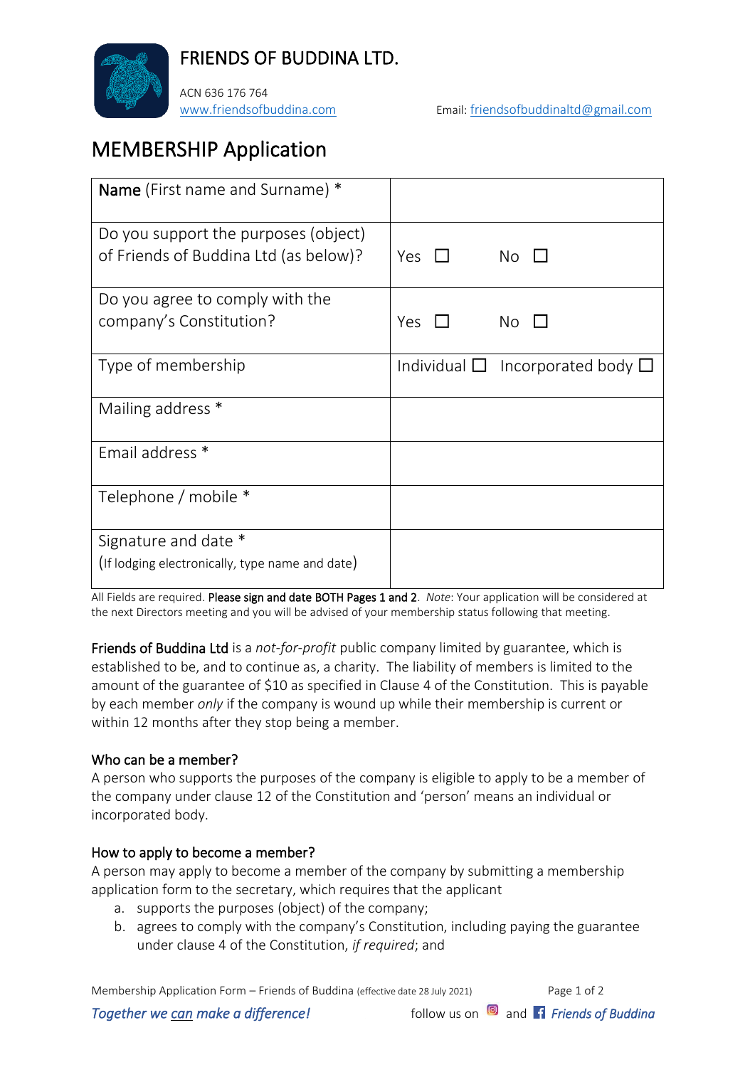FRIENDS OF BUDDINA LTD.

ACN 636 176 764
www.friendsofbuddina.com Email: friendsofbuddinaltd@gmail.com

# MEMBERSHIP Application

| **Name** (First name and Surname) * | |
|---|---|
| Do you support the purposes (object) of Friends of Buddina Ltd (as below)? | Yes ☐ No ☐ |
| Do you agree to comply with the company's Constitution? | Yes ☐ No ☐ |
| Type of membership | Individual ☐ Incorporated body ☐ |
| Mailing address * | |
| Email address * | |
| Telephone / mobile * | |
| Signature and date * (If lodging electronically, type name and date) | |

All Fields are required. **Please sign and date BOTH Pages 1 and 2**. *Note*: Your application will be considered at the next Directors meeting and you will be advised of your membership status following that meeting.

**Friends of Buddina Ltd** is a *not-for-profit* public company limited by guarantee, which is established to be, and to continue as, a charity. The liability of members is limited to the amount of the guarantee of $10 as specified in Clause 4 of the Constitution. This is payable by each member *only* if the company is wound up while their membership is current or within 12 months after they stop being a member.

## Who can be a member?

A person who supports the purposes of the company is eligible to apply to be a member of the company under clause 12 of the Constitution and 'person' means an individual or incorporated body.

## How to apply to become a member?

A person may apply to become a member of the company by submitting a membership application form to the secretary, which requires that the applicant

a. supports the purposes (object) of the company;
b. agrees to comply with the company's Constitution, including paying the guarantee under clause 4 of the Constitution, *if required*; and

Membership Application Form – Friends of Buddina (effective date 28 July 2021)

*Together we can make a difference!* follow us on and *Friends of Buddina*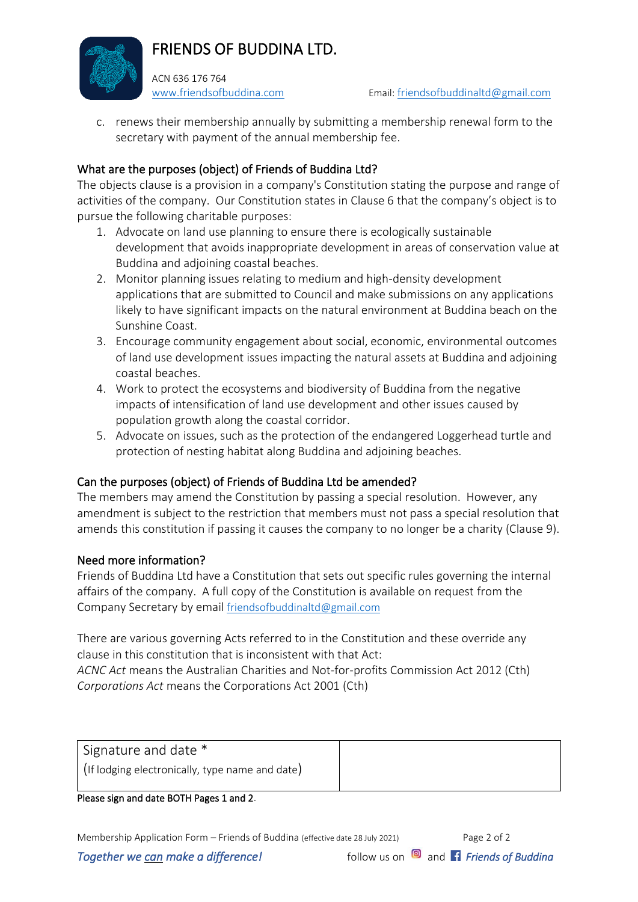c. renews their membership annually by submitting a membership renewal form to the secretary with payment of the annual membership fee.

## What are the purposes (object) of Friends of Buddina Ltd?

The objects clause is a provision in a company's Constitution stating the purpose and range of activities of the company. Our Constitution states in Clause 6 that the company's object is to pursue the following charitable purposes:

1. Advocate on land use planning to ensure there is ecologically sustainable development that avoids inappropriate development in areas of conservation value at Buddina and adjoining coastal beaches.
2. Monitor planning issues relating to medium and high-density development applications that are submitted to Council and make submissions on any applications likely to have significant impacts on the natural environment at Buddina beach on the Sunshine Coast.
3. Encourage community engagement about social, economic, environmental outcomes of land use development issues impacting the natural assets at Buddina and adjoining coastal beaches.
4. Work to protect the ecosystems and biodiversity of Buddina from the negative impacts of intensification of land use development and other issues caused by population growth along the coastal corridor.
5. Advocate on issues, such as the protection of the endangered Loggerhead turtle and protection of nesting habitat along Buddina and adjoining beaches.

## Can the purposes (object) of Friends of Buddina Ltd be amended?

The members may amend the Constitution by passing a special resolution. However, any amendment is subject to the restriction that members must not pass a special resolution that amends this constitution if passing it causes the company to no longer be a charity (Clause 9).

## Need more information?

Friends of Buddina Ltd have a Constitution that sets out specific rules governing the internal affairs of the company. A full copy of the Constitution is available on request from the Company Secretary by email friendsofbuddinaltd@gmail.com

There are various governing Acts referred to in the Constitution and these override any clause in this constitution that is inconsistent with that Act:
*ACNC Act* means the Australian Charities and Not-for-profits Commission Act 2012 (Cth)
*Corporations Act* means the Corporations Act 2001 (Cth)

| | |
|---|---|
| Signature and date * (If lodging electronically, type name and date) | |

**Please sign and date BOTH Pages 1 and 2.**

*Together we can make a difference!* follow us on and *Friends of Buddina*